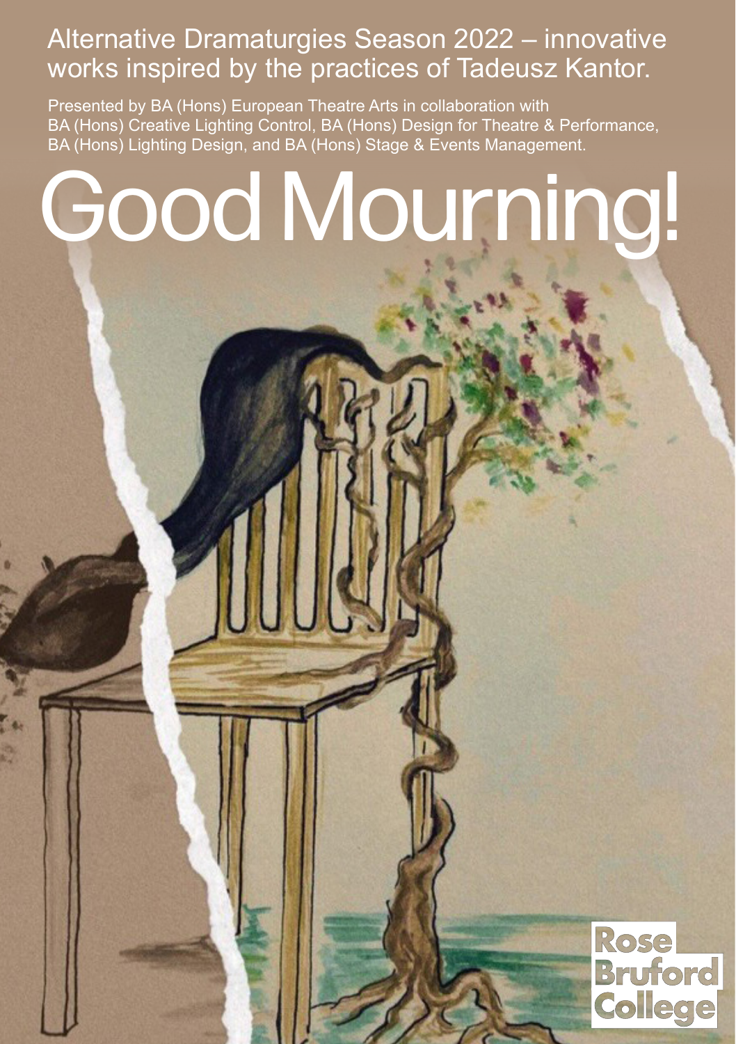Alternative Dramaturgies Season 2022 – innovative works inspired by the practices of Tadeusz Kantor.

Presented by BA (Hons) European Theatre Arts in collaboration with BA (Hons) Creative Lighting Control, BA (Hons) Design for Theatre & Performance, BA (Hons) Lighting Design, and BA (Hons) Stage & Events Management.

# Good Mourning!

Rose Bruford College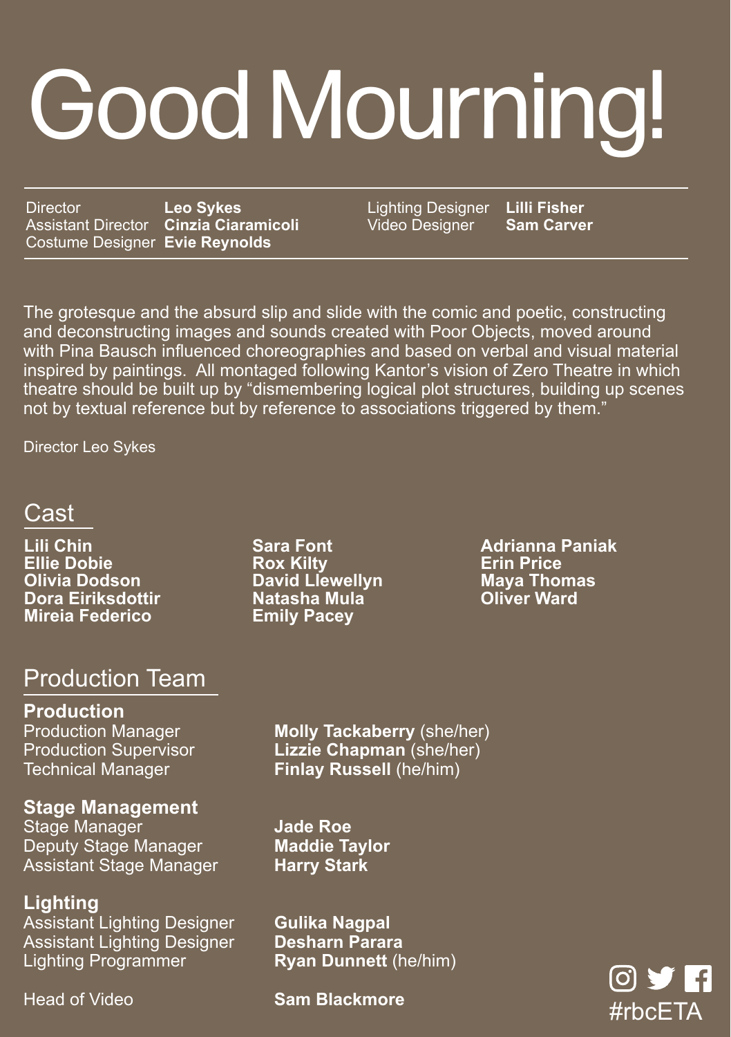# Good Mourning!

| | | | |
|---|---|---|---|
| Director | **Leo Sykes** | Lighting Designer | **Lilli Fisher** |
| Assistant Director | **Cinzia Ciaramicoli** | Video Designer | **Sam Carver** |
| Costume Designer | **Evie Reynolds** | | |

The grotesque and the absurd slip and slide with the comic and poetic, constructing and deconstructing images and sounds created with Poor Objects, moved around with Pina Bausch influenced choreographies and based on verbal and visual material inspired by paintings. All montaged following Kantor's vision of Zero Theatre in which theatre should be built up by "dismembering logical plot structures, building up scenes not by textual reference but by reference to associations triggered by them."

Director Leo Sykes

## Cast

**Lili Chin**
**Ellie Dobie**
**Olivia Dodson**
**Dora Eiriksdottir**
**Mireia Federico**
**Sara Font**
**Rox Kilty**
**David Llewellyn**
**Natasha Mula**
**Emily Pacey**
**Adrianna Paniak**
**Erin Price**
**Maya Thomas**
**Oliver Ward**

## Production Team

### Production

| | |
|---|---|
| Production Manager | **Molly Tackaberry** (she/her) |
| Production Supervisor | **Lizzie Chapman** (she/her) |
| Technical Manager | **Finlay Russell** (he/him) |

### Stage Management

| | |
|---|---|
| Stage Manager | **Jade Roe** |
| Deputy Stage Manager | **Maddie Taylor** |
| Assistant Stage Manager | **Harry Stark** |

### Lighting

| | |
|---|---|
| Assistant Lighting Designer | **Gulika Nagpal** |
| Assistant Lighting Designer | **Desharn Parara** |
| Lighting Programmer | **Ryan Dunnett** (he/him) |

Head of Video **Sam Blackmore**

#rbcETA